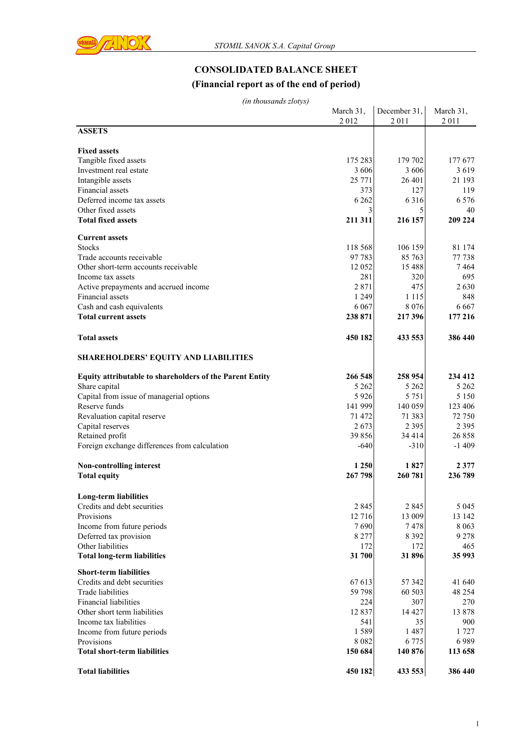# CONSOLIDATED BALANCE SHEET

## (Financial report as of the end of period)

*(in thousands zlotys)*

| | March 31, 2 012 | December 31, 2 011 | March 31, 2 011 |
|---|---|---|---|
| **ASSETS** | | | |
| | | | |
| **Fixed assets** | | | |
| Tangible fixed assets | 175 283 | 179 702 | 177 677 |
| Investment real estate | 3 606 | 3 606 | 3 619 |
| Intangible assets | 25 771 | 26 401 | 21 193 |
| Financial assets | 373 | 127 | 119 |
| Deferred income tax assets | 6 262 | 6 316 | 6 576 |
| Other fixed assets | 3 | 5 | 40 |
| **Total fixed assets** | **211 311** | **216 157** | **209 224** |
| | | | |
| **Current assets** | | | |
| Stocks | 118 568 | 106 159 | 81 174 |
| Trade accounts receivable | 97 783 | 85 763 | 77 738 |
| Other short-term accounts receivable | 12 052 | 15 488 | 7 464 |
| Income tax assets | 281 | 320 | 695 |
| Active prepayments and accrued income | 2 871 | 475 | 2 630 |
| Financial assets | 1 249 | 1 115 | 848 |
| Cash and cash equivalents | 6 067 | 8 076 | 6 667 |
| **Total current assets** | **238 871** | **217 396** | **177 216** |
| | | | |
| **Total assets** | **450 182** | **433 553** | **386 440** |
| | | | |
| **SHAREHOLDERS' EQUITY AND LIABILITIES** | | | |
| | | | |
| **Equity attributable to shareholders of the Parent Entity** | **266 548** | **258 954** | **234 412** |
| Share capital | 5 262 | 5 262 | 5 262 |
| Capital from issue of managerial options | 5 926 | 5 751 | 5 150 |
| Reserve funds | 141 999 | 140 059 | 123 406 |
| Revaluation capital reserve | 71 472 | 71 383 | 72 750 |
| Capital reserves | 2 673 | 2 395 | 2 395 |
| Retained profit | 39 856 | 34 414 | 26 858 |
| Foreign exchange differences from calculation | -640 | -310 | -1 409 |
| | | | |
| **Non-controlling interest** | **1 250** | **1 827** | **2 377** |
| **Total equity** | **267 798** | **260 781** | **236 789** |
| | | | |
| **Long-term liabilities** | | | |
| Credits and debt securities | 2 845 | 2 845 | 5 045 |
| Provisions | 12 716 | 13 009 | 13 142 |
| Income from future periods | 7 690 | 7 478 | 8 063 |
| Deferred tax provision | 8 277 | 8 392 | 9 278 |
| Other liabilities | 172 | 172 | 465 |
| **Total long-term liabilities** | **31 700** | **31 896** | **35 993** |
| | | | |
| **Short-term liabilities** | | | |
| Credits and debt securities | 67 613 | 57 342 | 41 640 |
| Trade liabilities | 59 798 | 60 503 | 48 254 |
| Financial liabilities | 224 | 307 | 270 |
| Other short term liabilities | 12 837 | 14 427 | 13 878 |
| Income tax liabilities | 541 | 35 | 900 |
| Income from future periods | 1 589 | 1 487 | 1 727 |
| Provisions | 8 082 | 6 775 | 6 989 |
| **Total short-term liabilities** | **150 684** | **140 876** | **113 658** |
| | | | |
| **Total liabilities** | **450 182** | **433 553** | **386 440** |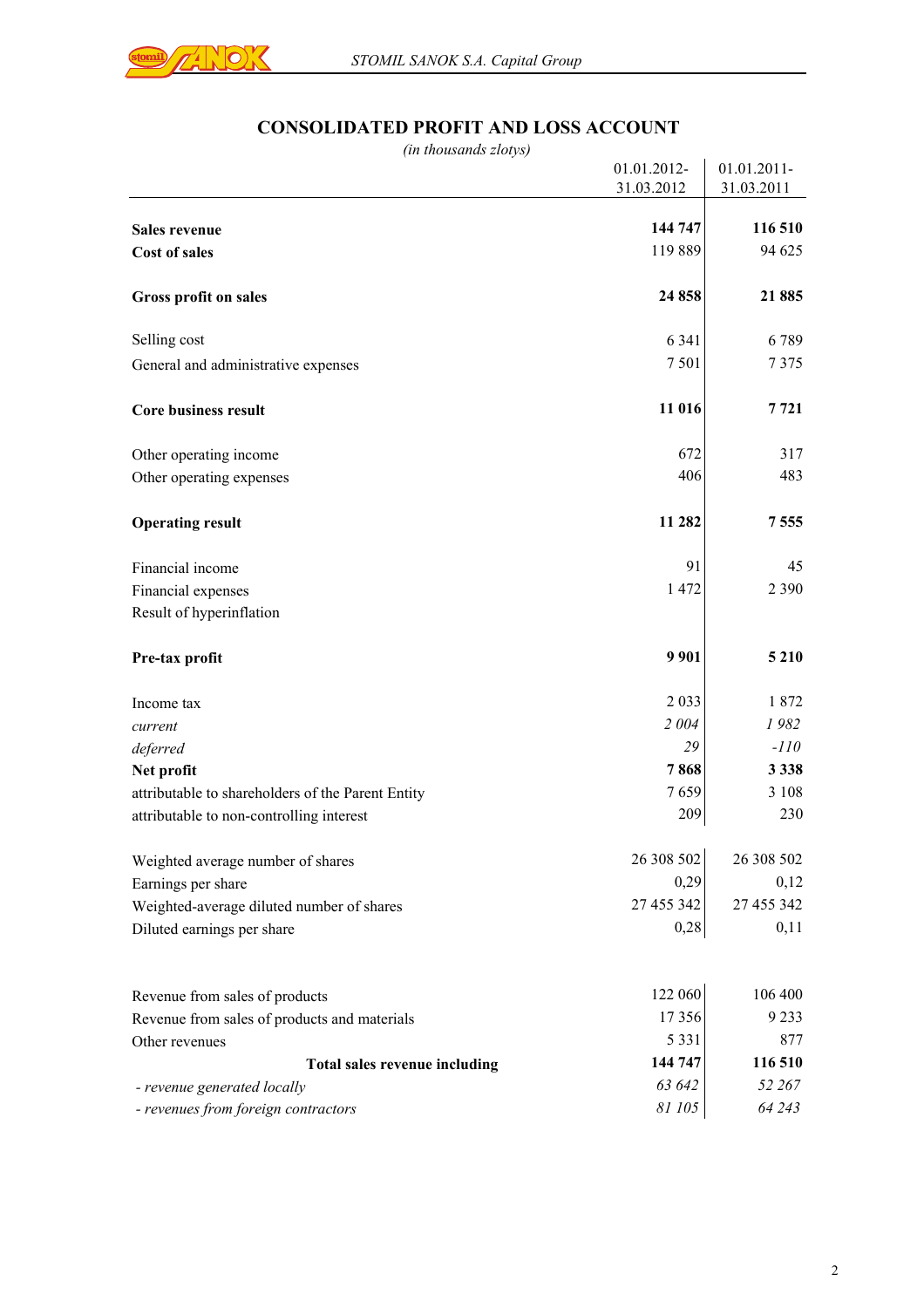# CONSOLIDATED PROFIT AND LOSS ACCOUNT

*(in thousands zlotys)*

| | 01.01.2012-31.03.2012 | 01.01.2011-31.03.2011 |
|---|---|---|
| **Sales revenue** | **144 747** | **116 510** |
| **Cost of sales** | 119 889 | 94 625 |
| **Gross profit on sales** | **24 858** | **21 885** |
| Selling cost | 6 341 | 6 789 |
| General and administrative expenses | 7 501 | 7 375 |
| **Core business result** | **11 016** | **7 721** |
| Other operating income | 672 | 317 |
| Other operating expenses | 406 | 483 |
| **Operating result** | **11 282** | **7 555** |
| Financial income | 91 | 45 |
| Financial expenses | 1 472 | 2 390 |
| Result of hyperinflation | | |
| **Pre-tax profit** | **9 901** | **5 210** |
| Income tax | 2 033 | 1 872 |
| *current* | *2 004* | *1 982* |
| *deferred* | *29* | *-110* |
| **Net profit** | **7 868** | **3 338** |
| attributable to shareholders of the Parent Entity | 7 659 | 3 108 |
| attributable to non-controlling interest | 209 | 230 |
| Weighted average number of shares | 26 308 502 | 26 308 502 |
| Earnings per share | 0,29 | 0,12 |
| Weighted-average diluted number of shares | 27 455 342 | 27 455 342 |
| Diluted earnings per share | 0,28 | 0,11 |
| Revenue from sales of products | 122 060 | 106 400 |
| Revenue from sales of products and materials | 17 356 | 9 233 |
| Other revenues | 5 331 | 877 |
| **Total sales revenue including** | **144 747** | **116 510** |
| *- revenue generated locally* | *63 642* | *52 267* |
| *- revenues from foreign contractors* | *81 105* | *64 243* |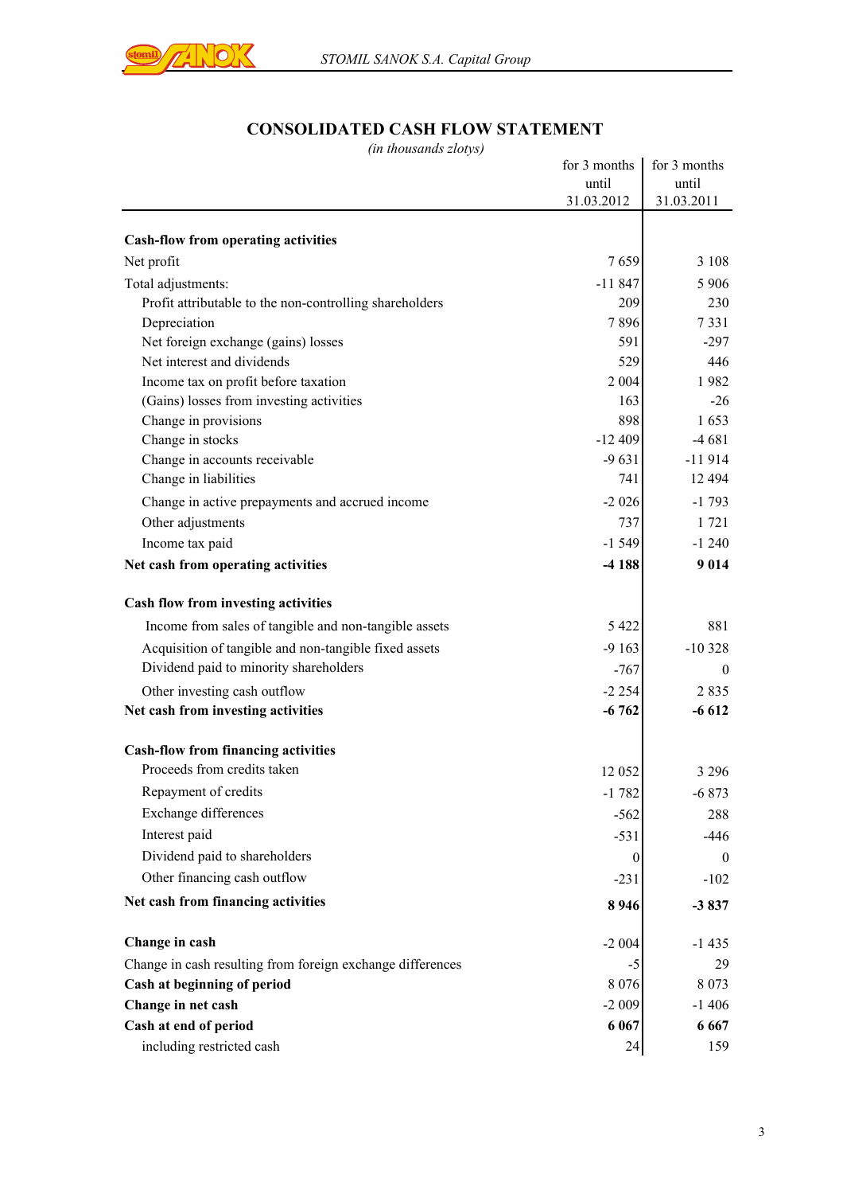# CONSOLIDATED CASH FLOW STATEMENT

*(in thousands zlotys)*

| | for 3 months until 31.03.2012 | for 3 months until 31.03.2011 |
|---|---|---|
| **Cash-flow from operating activities** | | |
| Net profit | 7 659 | 3 108 |
| Total adjustments: | -11 847 | 5 906 |
| Profit attributable to the non-controlling shareholders | 209 | 230 |
| Depreciation | 7 896 | 7 331 |
| Net foreign exchange (gains) losses | 591 | -297 |
| Net interest and dividends | 529 | 446 |
| Income tax on profit before taxation | 2 004 | 1 982 |
| (Gains) losses from investing activities | 163 | -26 |
| Change in provisions | 898 | 1 653 |
| Change in stocks | -12 409 | -4 681 |
| Change in accounts receivable | -9 631 | -11 914 |
| Change in liabilities | 741 | 12 494 |
| Change in active prepayments and accrued income | -2 026 | -1 793 |
| Other adjustments | 737 | 1 721 |
| Income tax paid | -1 549 | -1 240 |
| **Net cash from operating activities** | **-4 188** | **9 014** |
| **Cash flow from investing activities** | | |
| Income from sales of tangible and non-tangible assets | 5 422 | 881 |
| Acquisition of tangible and non-tangible fixed assets | -9 163 | -10 328 |
| Dividend paid to minority shareholders | -767 | 0 |
| Other investing cash outflow | -2 254 | 2 835 |
| **Net cash from investing activities** | **-6 762** | **-6 612** |
| **Cash-flow from financing activities** | | |
| Proceeds from credits taken | 12 052 | 3 296 |
| Repayment of credits | -1 782 | -6 873 |
| Exchange differences | -562 | 288 |
| Interest paid | -531 | -446 |
| Dividend paid to shareholders | 0 | 0 |
| Other financing cash outflow | -231 | -102 |
| **Net cash from financing activities** | **8 946** | **-3 837** |
| **Change in cash** | -2 004 | -1 435 |
| Change in cash resulting from foreign exchange differences | -5 | 29 |
| **Cash at beginning of period** | 8 076 | 8 073 |
| **Change in net cash** | -2 009 | -1 406 |
| **Cash at end of period** | **6 067** | **6 667** |
| including restricted cash | 24 | 159 |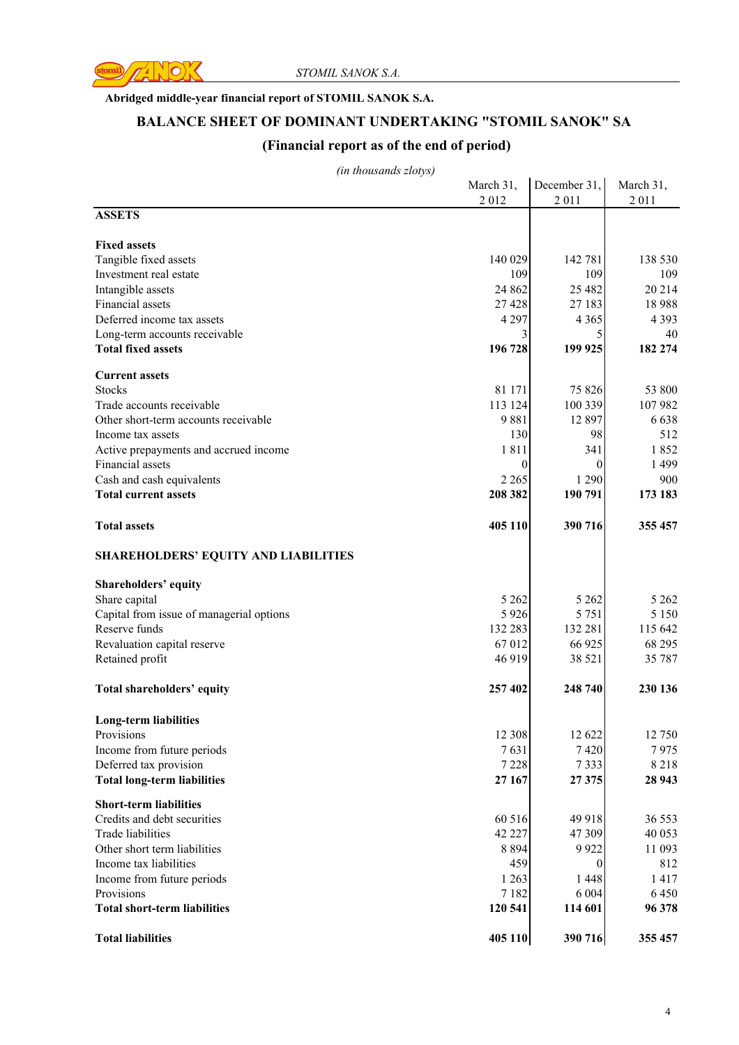**Abridged middle-year financial report of STOMIL SANOK S.A.**

## BALANCE SHEET OF DOMINANT UNDERTAKING "STOMIL SANOK" SA

## (Financial report as of the end of period)

*(in thousands zlotys)*

| | March 31, 2 012 | December 31, 2 011 | March 31, 2 011 |
|---|---|---|---|
| **ASSETS** | | | |
| | | | |
| **Fixed assets** | | | |
| Tangible fixed assets | 140 029 | 142 781 | 138 530 |
| Investment real estate | 109 | 109 | 109 |
| Intangible assets | 24 862 | 25 482 | 20 214 |
| Financial assets | 27 428 | 27 183 | 18 988 |
| Deferred income tax assets | 4 297 | 4 365 | 4 393 |
| Long-term accounts receivable | 3 | 5 | 40 |
| **Total fixed assets** | **196 728** | **199 925** | **182 274** |
| | | | |
| **Current assets** | | | |
| Stocks | 81 171 | 75 826 | 53 800 |
| Trade accounts receivable | 113 124 | 100 339 | 107 982 |
| Other short-term accounts receivable | 9 881 | 12 897 | 6 638 |
| Income tax assets | 130 | 98 | 512 |
| Active prepayments and accrued income | 1 811 | 341 | 1 852 |
| Financial assets | 0 | 0 | 1 499 |
| Cash and cash equivalents | 2 265 | 1 290 | 900 |
| **Total current assets** | **208 382** | **190 791** | **173 183** |
| | | | |
| **Total assets** | **405 110** | **390 716** | **355 457** |
| | | | |
| **SHAREHOLDERS' EQUITY AND LIABILITIES** | | | |
| | | | |
| **Shareholders' equity** | | | |
| Share capital | 5 262 | 5 262 | 5 262 |
| Capital from issue of managerial options | 5 926 | 5 751 | 5 150 |
| Reserve funds | 132 283 | 132 281 | 115 642 |
| Revaluation capital reserve | 67 012 | 66 925 | 68 295 |
| Retained profit | 46 919 | 38 521 | 35 787 |
| | | | |
| **Total shareholders' equity** | **257 402** | **248 740** | **230 136** |
| | | | |
| **Long-term liabilities** | | | |
| Provisions | 12 308 | 12 622 | 12 750 |
| Income from future periods | 7 631 | 7 420 | 7 975 |
| Deferred tax provision | 7 228 | 7 333 | 8 218 |
| **Total long-term liabilities** | **27 167** | **27 375** | **28 943** |
| **Short-term liabilities** | | | |
| Credits and debt securities | 60 516 | 49 918 | 36 553 |
| Trade liabilities | 42 227 | 47 309 | 40 053 |
| Other short term liabilities | 8 894 | 9 922 | 11 093 |
| Income tax liabilities | 459 | 0 | 812 |
| Income from future periods | 1 263 | 1 448 | 1 417 |
| Provisions | 7 182 | 6 004 | 6 450 |
| **Total short-term liabilities** | **120 541** | **114 601** | **96 378** |
| | | | |
| **Total liabilities** | **405 110** | **390 716** | **355 457** |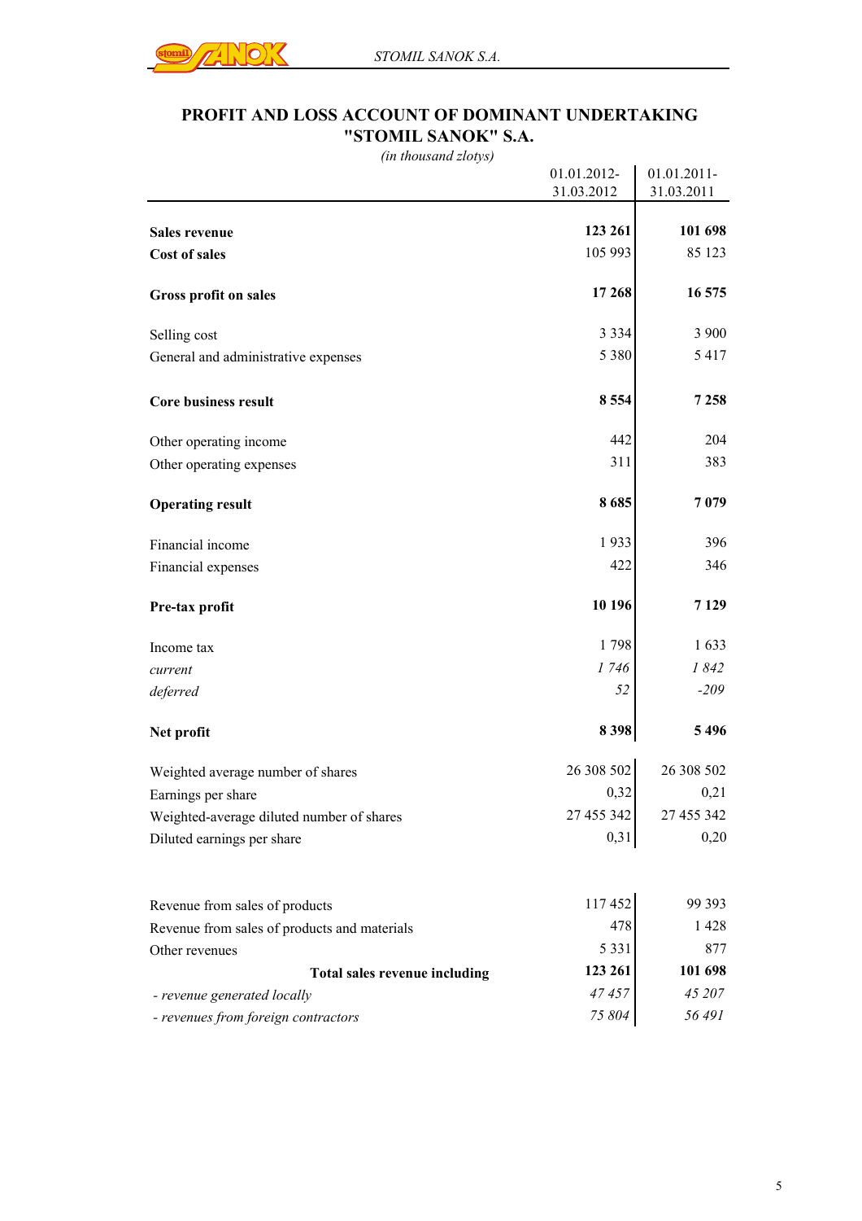## PROFIT AND LOSS ACCOUNT OF DOMINANT UNDERTAKING "STOMIL SANOK" S.A.

*(in thousand zlotys)*

| | 01.01.2012-31.03.2012 | 01.01.2011-31.03.2011 |
|---|---|---|
| **Sales revenue** | **123 261** | **101 698** |
| **Cost of sales** | 105 993 | 85 123 |
| **Gross profit on sales** | **17 268** | **16 575** |
| Selling cost | 3 334 | 3 900 |
| General and administrative expenses | 5 380 | 5 417 |
| **Core business result** | **8 554** | **7 258** |
| Other operating income | 442 | 204 |
| Other operating expenses | 311 | 383 |
| **Operating result** | **8 685** | **7 079** |
| Financial income | 1 933 | 396 |
| Financial expenses | 422 | 346 |
| **Pre-tax profit** | **10 196** | **7 129** |
| Income tax | 1 798 | 1 633 |
| *current* | *1 746* | *1 842* |
| *deferred* | *52* | *-209* |
| **Net profit** | **8 398** | **5 496** |
| Weighted average number of shares | 26 308 502 | 26 308 502 |
| Earnings per share | 0,32 | 0,21 |
| Weighted-average diluted number of shares | 27 455 342 | 27 455 342 |
| Diluted earnings per share | 0,31 | 0,20 |

| | 01.01.2012-31.03.2012 | 01.01.2011-31.03.2011 |
|---|---|---|
| Revenue from sales of products | 117 452 | 99 393 |
| Revenue from sales of products and materials | 478 | 1 428 |
| Other revenues | 5 331 | 877 |
| **Total sales revenue including** | **123 261** | **101 698** |
| *- revenue generated locally* | *47 457* | *45 207* |
| *- revenues from foreign contractors* | *75 804* | *56 491* |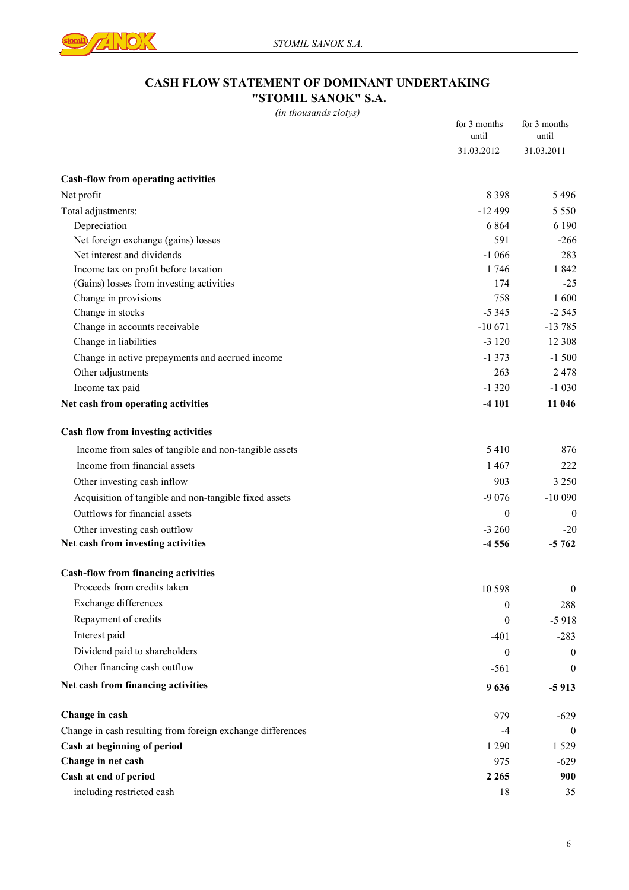# CASH FLOW STATEMENT OF DOMINANT UNDERTAKING "STOMIL SANOK" S.A.

*(in thousands zlotys)*

| | for 3 months until 31.03.2012 | for 3 months until 31.03.2011 |
|---|---|---|
| **Cash-flow from operating activities** | | |
| Net profit | 8 398 | 5 496 |
| Total adjustments: | -12 499 | 5 550 |
| Depreciation | 6 864 | 6 190 |
| Net foreign exchange (gains) losses | 591 | -266 |
| Net interest and dividends | -1 066 | 283 |
| Income tax on profit before taxation | 1 746 | 1 842 |
| (Gains) losses from investing activities | 174 | -25 |
| Change in provisions | 758 | 1 600 |
| Change in stocks | -5 345 | -2 545 |
| Change in accounts receivable | -10 671 | -13 785 |
| Change in liabilities | -3 120 | 12 308 |
| Change in active prepayments and accrued income | -1 373 | -1 500 |
| Other adjustments | 263 | 2 478 |
| Income tax paid | -1 320 | -1 030 |
| **Net cash from operating activities** | **-4 101** | **11 046** |
| **Cash flow from investing activities** | | |
| Income from sales of tangible and non-tangible assets | 5 410 | 876 |
| Income from financial assets | 1 467 | 222 |
| Other investing cash inflow | 903 | 3 250 |
| Acquisition of tangible and non-tangible fixed assets | -9 076 | -10 090 |
| Outflows for financial assets | 0 | 0 |
| Other investing cash outflow | -3 260 | -20 |
| **Net cash from investing activities** | **-4 556** | **-5 762** |
| **Cash-flow from financing activities** | | |
| Proceeds from credits taken | 10 598 | 0 |
| Exchange differences | 0 | 288 |
| Repayment of credits | 0 | -5 918 |
| Interest paid | -401 | -283 |
| Dividend paid to shareholders | 0 | 0 |
| Other financing cash outflow | -561 | 0 |
| **Net cash from financing activities** | **9 636** | **-5 913** |
| **Change in cash** | 979 | -629 |
| Change in cash resulting from foreign exchange differences | -4 | 0 |
| **Cash at beginning of period** | 1 290 | 1 529 |
| **Change in net cash** | 975 | -629 |
| **Cash at end of period** | **2 265** | **900** |
| including restricted cash | 18 | 35 |